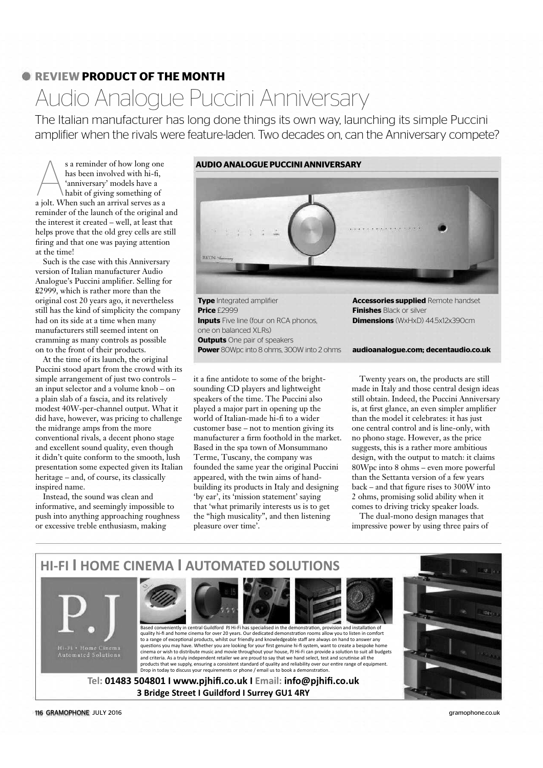**REVIEW PRODUCT OF THE MONTH**

# Audio Analogue Puccini Anniversary

The Italian manufacturer has long done things its own way, launching its simple Puccini amplifier when the rivals were feature-laden. Two decades on, can the Anniversary compete?

As a reminder of how long one has been involved with hi-fi, 'anniversary' models have a habit of giving something of a jolt. When such an arrival serves as a reminder of the launch of the original and the interest it created – well, at least that helps prove that the old grey cells are still firing and that one was paying attention at the time!

Such is the case with this Anniversary version of Italian manufacturer Audio Analogue's Puccini amplifier. Selling for £2999, which is rather more than the original cost 20 years ago, it nevertheless still has the kind of simplicity the company had on its side at a time when many manufacturers still seemed intent on cramming as many controls as possible on to the front of their products.

At the time of its launch, the original Puccini stood apart from the crowd with its simple arrangement of just two controls – an input selector and a volume knob – on a plain slab of a fascia, and its relatively modest 40W-per-channel output. What it did have, however, was pricing to challenge the midrange amps from the more conventional rivals, a decent phono stage and excellent sound quality, even though it didn't quite conform to the smooth, lush presentation some expected given its Italian heritage – and, of course, its classically inspired name.

Instead, the sound was clean and informative, and seemingly impossible to push into anything approaching roughness or excessive treble enthusiasm, making it a fine antidote to some of the bright-sounding CD players and lightweight speakers of the time. The Puccini also played a major part in opening up the world of Italian-made hi-fi to a wider customer base – not to mention giving its manufacturer a firm foothold in the market. Based in the spa town of Monsummano Terme, Tuscany, the company was founded the same year the original Puccini appeared, with the twin aims of hand-building its products in Italy and designing 'by ear', its 'mission statement' saying that 'what primarily interests us is to get the "high musicality", and then listening pleasure over time'.

Twenty years on, the products are still made in Italy and those central design ideas still obtain. Indeed, the Puccini Anniversary is, at first glance, an even simpler amplifier than the model it celebrates: it has just one central control and is line-only, with no phono stage. However, as the price suggests, this is a rather more ambitious design, with the output to match: it claims 80Wpc into 8 ohms – even more powerful than the Settanta version of a few years back – and that figure rises to 300W into 2 ohms, promising solid ability when it comes to driving tricky speaker loads.

The dual-mono design manages that impressive power by using three pairs of

**AUDIO ANALOGUE PUCCINI ANNIVERSARY**

**Type** Integrated amplifier
**Price** £2999
**Inputs** Five line (four on RCA phonos, one on balanced XLRs)
**Outputs** One pair of speakers
**Power** 80Wpc into 8 ohms, 300W into 2 ohms
**Accessories supplied** Remote handset
**Finishes** Black or silver
**Dimensions** (WxHxD) 44.5x12x390cm

**audioanalogue.com; decentaudio.co.uk**

---

**HI-FI | HOME CINEMA | AUTOMATED SOLUTIONS**

P.J
Hi-Fi • Home Cinema
Automated Solutions

Based conveniently in central Guildford PJ Hi-Fi has specialised in the demonstration, provision and installation of quality hi-fi and home cinema for over 20 years. Our dedicated demonstration rooms allow you to listen in comfort to a range of exceptional products, whilst our friendly and knowledgeable staff are always on hand to answer any questions you may have. Whether you are looking for your first genuine hi-fi system, want to create a bespoke home cinema or wish to distribute music and movie throughout your house, PJ Hi-Fi can provide a solution to suit all budgets and criteria. As a truly independent retailer we are proud to say that we hand select, test and scrutinise all the products that we supply, ensuring a consistent standard of quality and reliability over our entire range of equipment. Drop in today to discuss your requirements or phone / email us to book a demonstration.

**Tel: 01483 504801 | www.pjhifi.co.uk | Email: info@pjhifi.co.uk**
**3 Bridge Street | Guildford | Surrey GU1 4RY**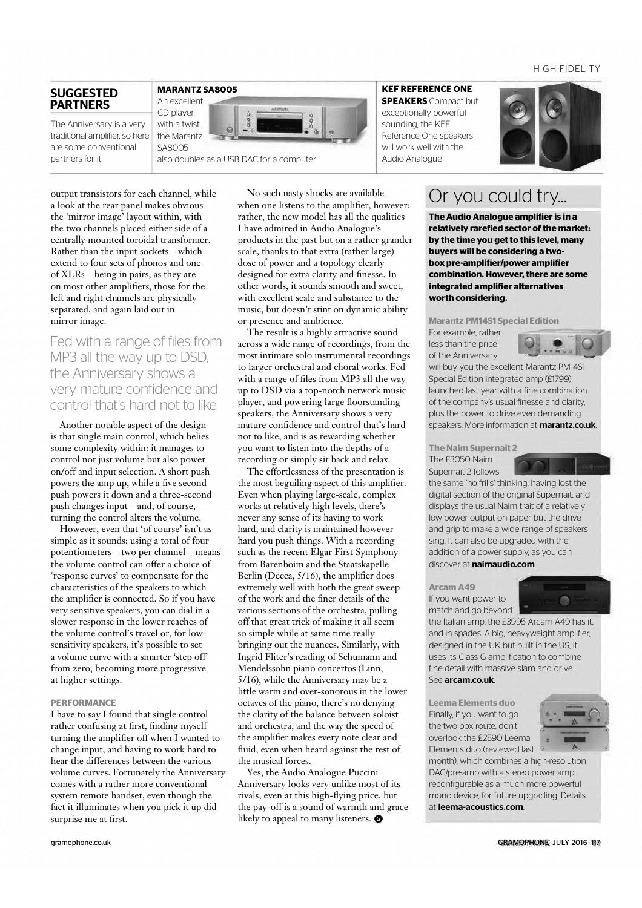## SUGGESTED PARTNERS

The Anniversary is a very traditional amplifier, so here are some conventional partners for it

**MARANTZ SA8005**
An excellent CD player, with a twist: the Marantz SA8005 also doubles as a USB DAC for a computer

**KEF REFERENCE ONE SPEAKERS** Compact but exceptionally powerful-sounding, the KEF Reference One speakers will work well with the Audio Analogue

output transistors for each channel, while a look at the rear panel makes obvious the 'mirror image' layout within, with the two channels placed either side of a centrally mounted toroidal transformer. Rather than the input sockets – which extend to four sets of phonos and one of XLRs – being in pairs, as they are on most other amplifiers, those for the left and right channels are physically separated, and again laid out in mirror image.

> Fed with a range of files from MP3 all the way up to DSD, the Anniversary shows a very mature confidence and control that's hard not to like

Another notable aspect of the design is that single main control, which belies some complexity within: it manages to control not just volume but also power on/off and input selection. A short push powers the amp up, while a five second push powers it down and a three-second push changes input – and, of course, turning the control alters the volume.

However, even that 'of course' isn't as simple as it sounds: using a total of four potentiometers – two per channel – means the volume control can offer a choice of 'response curves' to compensate for the characteristics of the speakers to which the amplifier is connected. So if you have very sensitive speakers, you can dial in a slower response in the lower reaches of the volume control's travel or, for low-sensitivity speakers, it's possible to set a volume curve with a smarter 'step off' from zero, becoming more progressive at higher settings.

### PERFORMANCE

I have to say I found that single control rather confusing at first, finding myself turning the amplifier off when I wanted to change input, and having to work hard to hear the differences between the various volume curves. Fortunately the Anniversary comes with a rather more conventional system remote handset, even though the fact it illuminates when you pick it up did surprise me at first.

No such nasty shocks are available when one listens to the amplifier, however: rather, the new model has all the qualities I have admired in Audio Analogue's products in the past but on a rather grander scale, thanks to that extra (rather large) dose of power and a topology clearly designed for extra clarity and finesse. In other words, it sounds smooth and sweet, with excellent scale and substance to the music, but doesn't stint on dynamic ability or presence and ambience.

The result is a highly attractive sound across a wide range of recordings, from the most intimate solo instrumental recordings to larger orchestral and choral works. Fed with a range of files from MP3 all the way up to DSD via a top-notch network music player, and powering large floorstanding speakers, the Anniversary shows a very mature confidence and control that's hard not to like, and is as rewarding whether you want to listen into the depths of a recording or simply sit back and relax.

The effortlessness of the presentation is the most beguiling aspect of this amplifier. Even when playing large-scale, complex works at relatively high levels, there's never any sense of its having to work hard, and clarity is maintained however hard you push things. With a recording such as the recent Elgar First Symphony from Barenboim and the Staatskapelle Berlin (Decca, 5/16), the amplifier does extremely well with both the great sweep of the work and the finer details of the various sections of the orchestra, pulling off that great trick of making it all seem so simple while at same time really bringing out the nuances. Similarly, with Ingrid Fliter's reading of Schumann and Mendelssohn piano concertos (Linn, 5/16), while the Anniversary may be a little warm and over-sonorous in the lower octaves of the piano, there's no denying the clarity of the balance between soloist and orchestra, and the way the speed of the amplifier makes every note clear and fluid, even when heard against the rest of the musical forces.

Yes, the Audio Analogue Puccini Anniversary looks very unlike most of its rivals, even at this high-flying price, but the pay-off is a sound of warmth and grace likely to appeal to many listeners.

## Or you could try...

**The Audio Analogue amplifier is in a relatively rarefied sector of the market: by the time you get to this level, many buyers will be considering a two-box pre-amplifier/power amplifier combination. However, there are some integrated amplifier alternatives worth considering.**

**Marantz PM14S1 Special Edition**
For example, rather less than the price of the Anniversary will buy you the excellent Marantz PM14S1 Special Edition integrated amp (£1799), launched last year with a fine combination of the company's usual finesse and clarity, plus the power to drive even demanding speakers. More information at **marantz.co.uk**.

**The Naim Supernait 2**
The £3050 Naim Supernait 2 follows the same 'no frills' thinking, having lost the digital section of the original Supernait, and displays the usual Naim trait of a relatively low power output on paper but the drive and grip to make a wide range of speakers sing. It can also be upgraded with the addition of a power supply, as you can discover at **naimaudio.com**.

**Arcam A49**
If you want power to match and go beyond the Italian amp, the £3995 Arcam A49 has it, and in spades. A big, heavyweight amplifier, designed in the UK but built in the US, it uses its Class G amplification to combine fine detail with massive slam and drive. See **arcam.co.uk**.

**Leema Elements duo**
Finally, if you want to go the two-box route, don't overlook the £2590 Leema Elements duo (reviewed last month), which combines a high-resolution DAC/pre-amp with a stereo power amp reconfigurable as a much more powerful mono device, for future upgrading. Details at **leema-acoustics.com**.